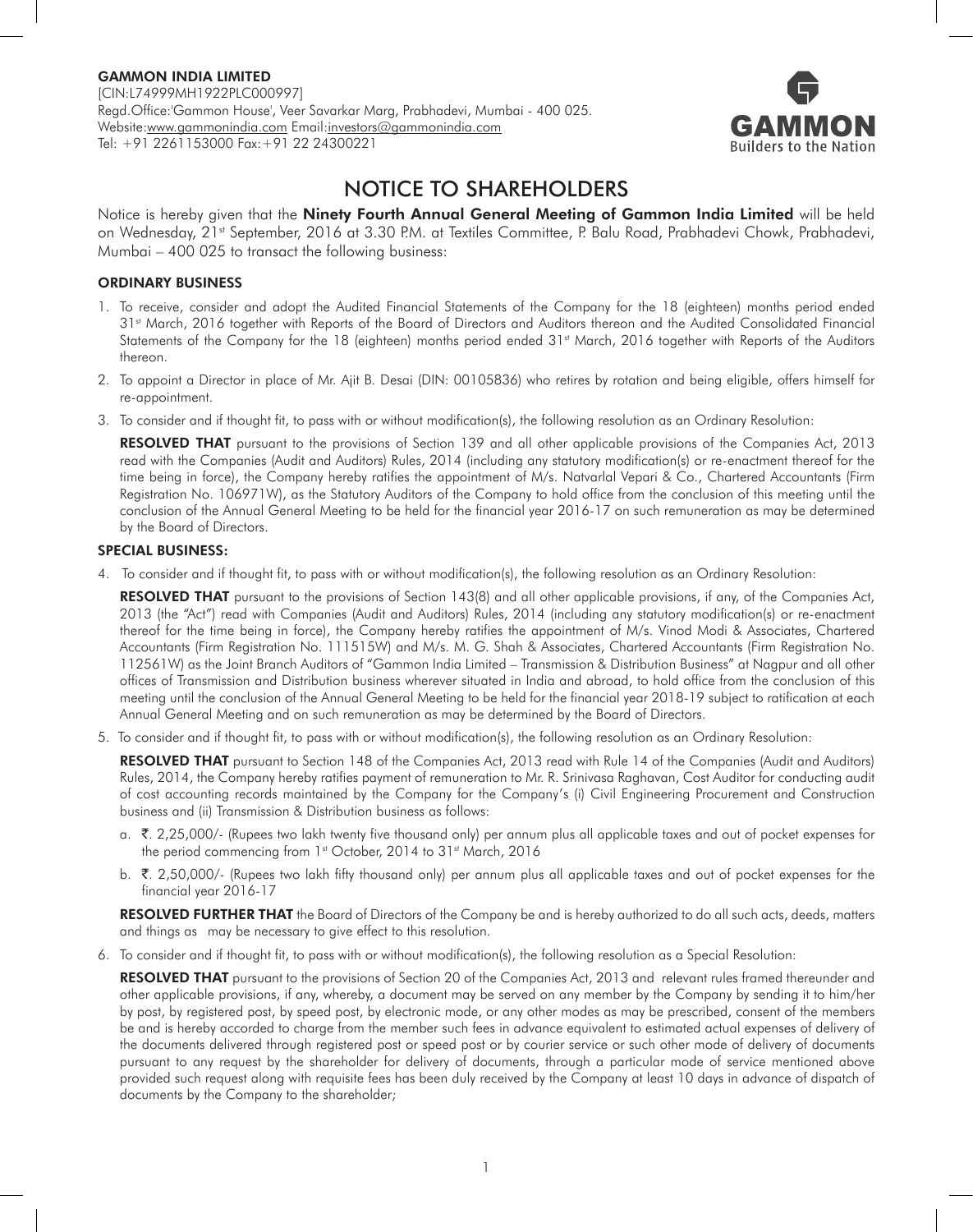**GAMMON INDIA LIMITED**
[CIN:L74999MH1922PLC000997]
Regd.Office:'Gammon House', Veer Savarkar Marg, Prabhadevi, Mumbai - 400 025.
Website:www.gammonindia.com Email:investors@gammonindia.com
Tel: +91 2261153000 Fax:+91 22 24300221

GAMMON
Builders to the Nation

# NOTICE TO SHAREHOLDERS

Notice is hereby given that the **Ninety Fourth Annual General Meeting of Gammon India Limited** will be held on Wednesday, 21st September, 2016 at 3.30 P.M. at Textiles Committee, P. Balu Road, Prabhadevi Chowk, Prabhadevi, Mumbai – 400 025 to transact the following business:

## ORDINARY BUSINESS

1. To receive, consider and adopt the Audited Financial Statements of the Company for the 18 (eighteen) months period ended 31st March, 2016 together with Reports of the Board of Directors and Auditors thereon and the Audited Consolidated Financial Statements of the Company for the 18 (eighteen) months period ended 31st March, 2016 together with Reports of the Auditors thereon.

2. To appoint a Director in place of Mr. Ajit B. Desai (DIN: 00105836) who retires by rotation and being eligible, offers himself for re-appointment.

3. To consider and if thought fit, to pass with or without modification(s), the following resolution as an Ordinary Resolution:

   **RESOLVED THAT** pursuant to the provisions of Section 139 and all other applicable provisions of the Companies Act, 2013 read with the Companies (Audit and Auditors) Rules, 2014 (including any statutory modification(s) or re-enactment thereof for the time being in force), the Company hereby ratifies the appointment of M/s. Natvarlal Vepari & Co., Chartered Accountants (Firm Registration No. 106971W), as the Statutory Auditors of the Company to hold office from the conclusion of this meeting until the conclusion of the Annual General Meeting to be held for the financial year 2016-17 on such remuneration as may be determined by the Board of Directors.

## SPECIAL BUSINESS:

4. To consider and if thought fit, to pass with or without modification(s), the following resolution as an Ordinary Resolution:

   **RESOLVED THAT** pursuant to the provisions of Section 143(8) and all other applicable provisions, if any, of the Companies Act, 2013 (the "Act") read with Companies (Audit and Auditors) Rules, 2014 (including any statutory modification(s) or re-enactment thereof for the time being in force), the Company hereby ratifies the appointment of M/s. Vinod Modi & Associates, Chartered Accountants (Firm Registration No. 111515W) and M/s. M. G. Shah & Associates, Chartered Accountants (Firm Registration No. 112561W) as the Joint Branch Auditors of "Gammon India Limited – Transmission & Distribution Business" at Nagpur and all other offices of Transmission and Distribution business wherever situated in India and abroad, to hold office from the conclusion of this meeting until the conclusion of the Annual General Meeting to be held for the financial year 2018-19 subject to ratification at each Annual General Meeting and on such remuneration as may be determined by the Board of Directors.

5. To consider and if thought fit, to pass with or without modification(s), the following resolution as an Ordinary Resolution:

   **RESOLVED THAT** pursuant to Section 148 of the Companies Act, 2013 read with Rule 14 of the Companies (Audit and Auditors) Rules, 2014, the Company hereby ratifies payment of remuneration to Mr. R. Srinivasa Raghavan, Cost Auditor for conducting audit of cost accounting records maintained by the Company for the Company's (i) Civil Engineering Procurement and Construction business and (ii) Transmission & Distribution business as follows:

   a. ₹. 2,25,000/- (Rupees two lakh twenty five thousand only) per annum plus all applicable taxes and out of pocket expenses for the period commencing from 1st October, 2014 to 31st March, 2016

   b. ₹. 2,50,000/- (Rupees two lakh fifty thousand only) per annum plus all applicable taxes and out of pocket expenses for the financial year 2016-17

   **RESOLVED FURTHER THAT** the Board of Directors of the Company be and is hereby authorized to do all such acts, deeds, matters and things as may be necessary to give effect to this resolution.

6. To consider and if thought fit, to pass with or without modification(s), the following resolution as a Special Resolution:

   **RESOLVED THAT** pursuant to the provisions of Section 20 of the Companies Act, 2013 and relevant rules framed thereunder and other applicable provisions, if any, whereby, a document may be served on any member by the Company by sending it to him/her by post, by registered post, by speed post, by electronic mode, or any other modes as may be prescribed, consent of the members be and is hereby accorded to charge from the member such fees in advance equivalent to estimated actual expenses of delivery of the documents delivered through registered post or speed post or by courier service or such other mode of delivery of documents pursuant to any request by the shareholder for delivery of documents, through a particular mode of service mentioned above provided such request along with requisite fees has been duly received by the Company at least 10 days in advance of dispatch of documents by the Company to the shareholder;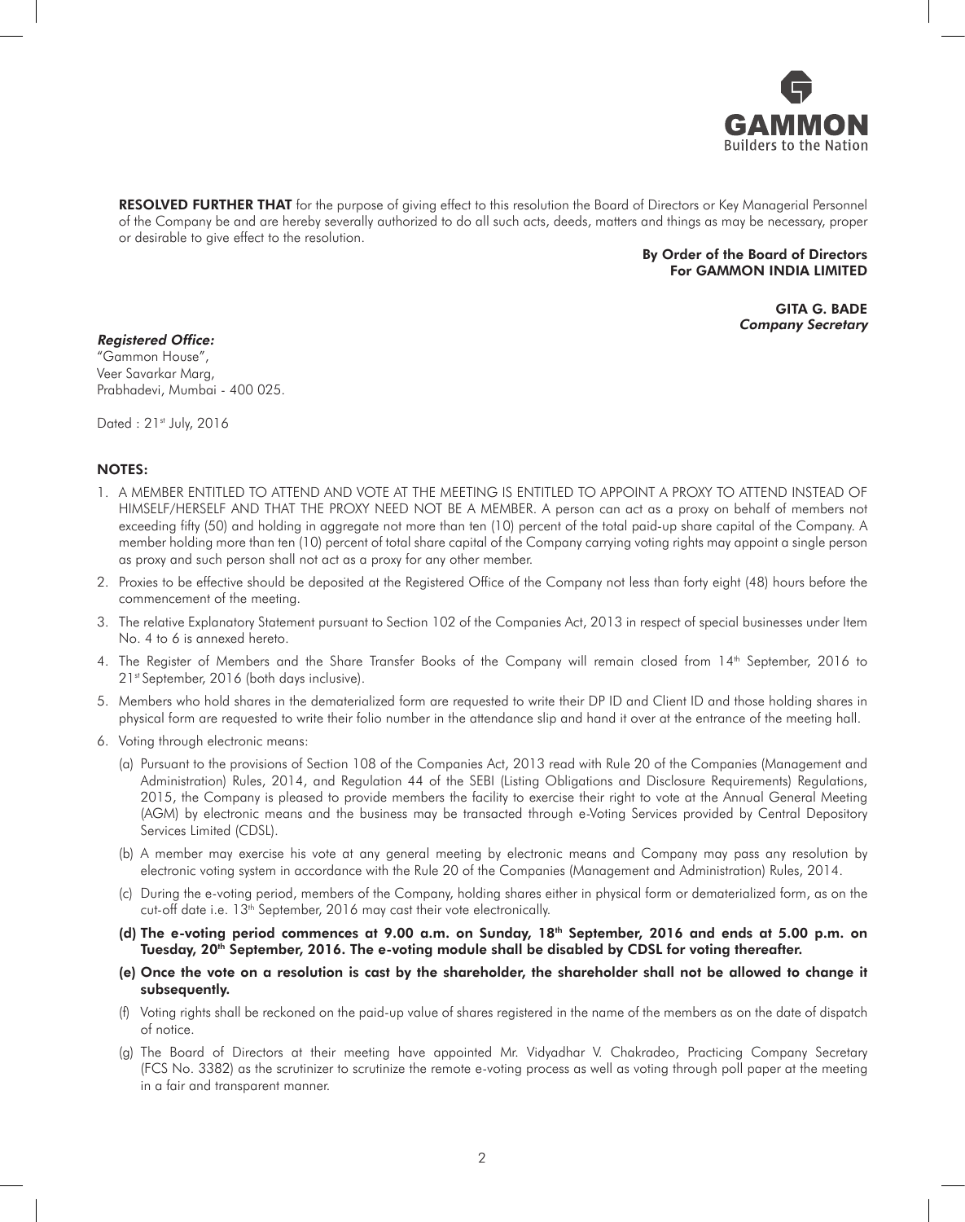**RESOLVED FURTHER THAT** for the purpose of giving effect to this resolution the Board of Directors or Key Managerial Personnel of the Company be and are hereby severally authorized to do all such acts, deeds, matters and things as may be necessary, proper or desirable to give effect to the resolution.

**By Order of the Board of Directors**
**For GAMMON INDIA LIMITED**

**GITA G. BADE**
***Company Secretary***

***Registered Office:***
"Gammon House",
Veer Savarkar Marg,
Prabhadevi, Mumbai - 400 025.

Dated : 21st July, 2016

## NOTES:

1. A MEMBER ENTITLED TO ATTEND AND VOTE AT THE MEETING IS ENTITLED TO APPOINT A PROXY TO ATTEND INSTEAD OF HIMSELF/HERSELF AND THAT THE PROXY NEED NOT BE A MEMBER. A person can act as a proxy on behalf of members not exceeding fifty (50) and holding in aggregate not more than ten (10) percent of the total paid-up share capital of the Company. A member holding more than ten (10) percent of total share capital of the Company carrying voting rights may appoint a single person as proxy and such person shall not act as a proxy for any other member.
2. Proxies to be effective should be deposited at the Registered Office of the Company not less than forty eight (48) hours before the commencement of the meeting.
3. The relative Explanatory Statement pursuant to Section 102 of the Companies Act, 2013 in respect of special businesses under Item No. 4 to 6 is annexed hereto.
4. The Register of Members and the Share Transfer Books of the Company will remain closed from 14th September, 2016 to 21st September, 2016 (both days inclusive).
5. Members who hold shares in the dematerialized form are requested to write their DP ID and Client ID and those holding shares in physical form are requested to write their folio number in the attendance slip and hand it over at the entrance of the meeting hall.
6. Voting through electronic means:
   (a) Pursuant to the provisions of Section 108 of the Companies Act, 2013 read with Rule 20 of the Companies (Management and Administration) Rules, 2014, and Regulation 44 of the SEBI (Listing Obligations and Disclosure Requirements) Regulations, 2015, the Company is pleased to provide members the facility to exercise their right to vote at the Annual General Meeting (AGM) by electronic means and the business may be transacted through e-Voting Services provided by Central Depository Services Limited (CDSL).

   (b) A member may exercise his vote at any general meeting by electronic means and Company may pass any resolution by electronic voting system in accordance with the Rule 20 of the Companies (Management and Administration) Rules, 2014.

   (c) During the e-voting period, members of the Company, holding shares either in physical form or dematerialized form, as on the cut-off date i.e. 13th September, 2016 may cast their vote electronically.

   **(d) The e-voting period commences at 9.00 a.m. on Sunday, 18th September, 2016 and ends at 5.00 p.m. on Tuesday, 20th September, 2016. The e-voting module shall be disabled by CDSL for voting thereafter.**

   **(e) Once the vote on a resolution is cast by the shareholder, the shareholder shall not be allowed to change it subsequently.**

   (f) Voting rights shall be reckoned on the paid-up value of shares registered in the name of the members as on the date of dispatch of notice.

   (g) The Board of Directors at their meeting have appointed Mr. Vidyadhar V. Chakradeo, Practicing Company Secretary (FCS No. 3382) as the scrutinizer to scrutinize the remote e-voting process as well as voting through poll paper at the meeting in a fair and transparent manner.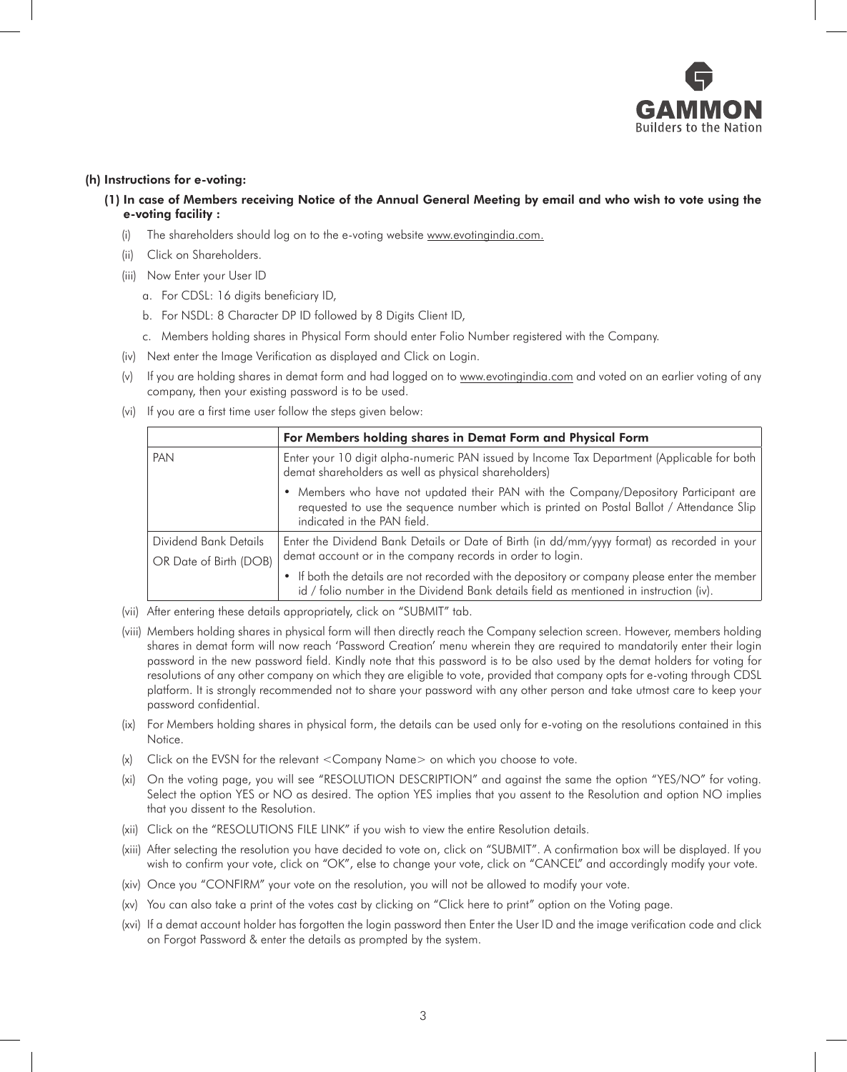**(h) Instructions for e-voting:**

**(1) In case of Members receiving Notice of the Annual General Meeting by email and who wish to vote using the e-voting facility :**

(i) The shareholders should log on to the e-voting website www.evotingindia.com.

(ii) Click on Shareholders.

(iii) Now Enter your User ID

a. For CDSL: 16 digits beneficiary ID,

b. For NSDL: 8 Character DP ID followed by 8 Digits Client ID,

c. Members holding shares in Physical Form should enter Folio Number registered with the Company.

(iv) Next enter the Image Verification as displayed and Click on Login.

(v) If you are holding shares in demat form and had logged on to www.evotingindia.com and voted on an earlier voting of any company, then your existing password is to be used.

(vi) If you are a first time user follow the steps given below:

| | For Members holding shares in Demat Form and Physical Form |
|---|---|
| PAN | Enter your 10 digit alpha-numeric PAN issued by Income Tax Department (Applicable for both demat shareholders as well as physical shareholders)<br>• Members who have not updated their PAN with the Company/Depository Participant are requested to use the sequence number which is printed on Postal Ballot / Attendance Slip indicated in the PAN field. |
| Dividend Bank Details OR Date of Birth (DOB) | Enter the Dividend Bank Details or Date of Birth (in dd/mm/yyyy format) as recorded in your demat account or in the company records in order to login.<br>• If both the details are not recorded with the depository or company please enter the member id / folio number in the Dividend Bank details field as mentioned in instruction (iv). |

(vii) After entering these details appropriately, click on "SUBMIT" tab.

(viii) Members holding shares in physical form will then directly reach the Company selection screen. However, members holding shares in demat form will now reach 'Password Creation' menu wherein they are required to mandatorily enter their login password in the new password field. Kindly note that this password is to be also used by the demat holders for voting for resolutions of any other company on which they are eligible to vote, provided that company opts for e-voting through CDSL platform. It is strongly recommended not to share your password with any other person and take utmost care to keep your password confidential.

(ix) For Members holding shares in physical form, the details can be used only for e-voting on the resolutions contained in this Notice.

(x) Click on the EVSN for the relevant <Company Name> on which you choose to vote.

(xi) On the voting page, you will see "RESOLUTION DESCRIPTION" and against the same the option "YES/NO" for voting. Select the option YES or NO as desired. The option YES implies that you assent to the Resolution and option NO implies that you dissent to the Resolution.

(xii) Click on the "RESOLUTIONS FILE LINK" if you wish to view the entire Resolution details.

(xiii) After selecting the resolution you have decided to vote on, click on "SUBMIT". A confirmation box will be displayed. If you wish to confirm your vote, click on "OK", else to change your vote, click on "CANCEL" and accordingly modify your vote.

(xiv) Once you "CONFIRM" your vote on the resolution, you will not be allowed to modify your vote.

(xv) You can also take a print of the votes cast by clicking on "Click here to print" option on the Voting page.

(xvi) If a demat account holder has forgotten the login password then Enter the User ID and the image verification code and click on Forgot Password & enter the details as prompted by the system.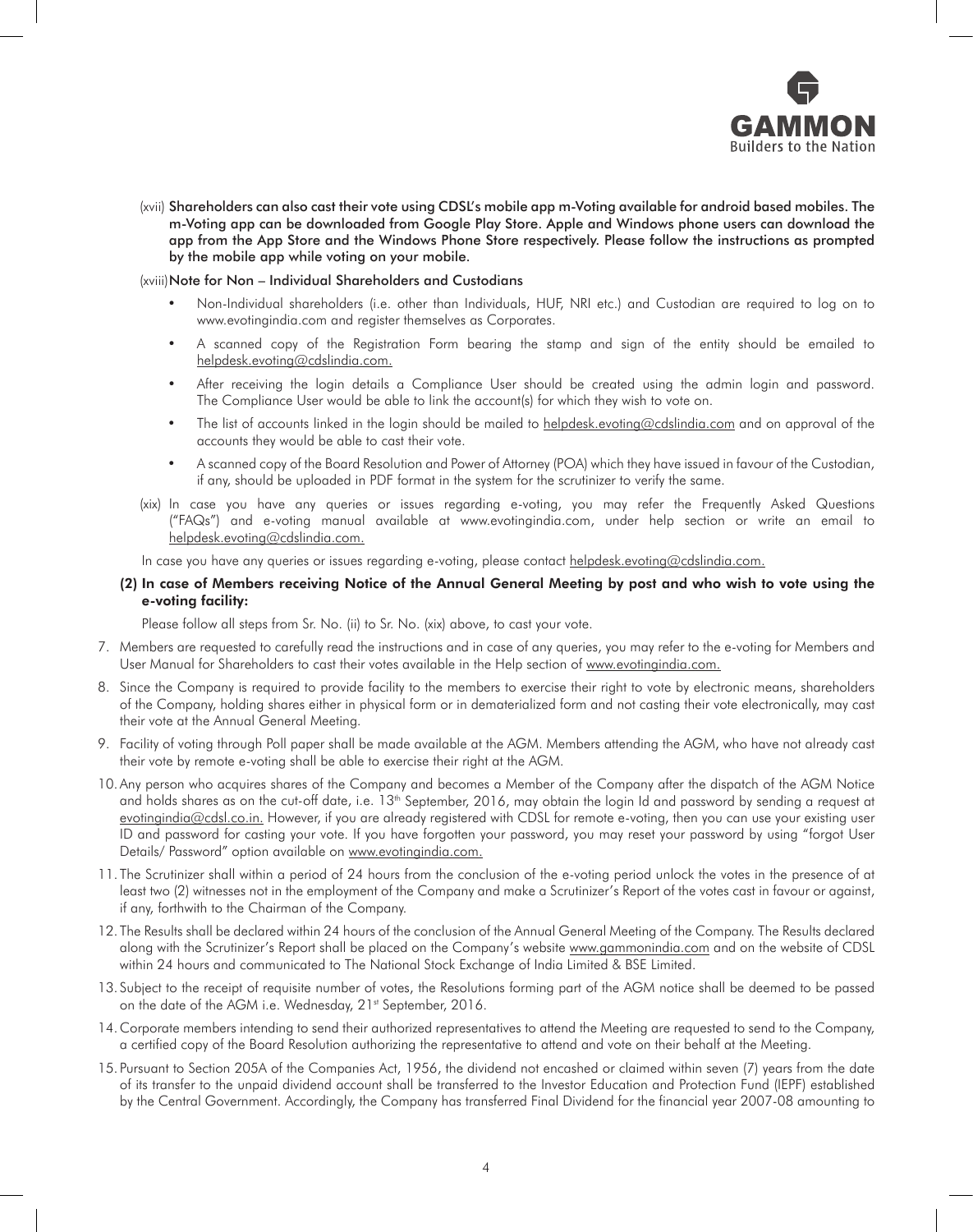(xvii) **Shareholders can also cast their vote using CDSL's mobile app m-Voting available for android based mobiles. The m-Voting app can be downloaded from Google Play Store. Apple and Windows phone users can download the app from the App Store and the Windows Phone Store respectively. Please follow the instructions as prompted by the mobile app while voting on your mobile.**

(xviii) **Note for Non – Individual Shareholders and Custodians**

- Non-Individual shareholders (i.e. other than Individuals, HUF, NRI etc.) and Custodian are required to log on to www.evotingindia.com and register themselves as Corporates.
- A scanned copy of the Registration Form bearing the stamp and sign of the entity should be emailed to helpdesk.evoting@cdslindia.com.
- After receiving the login details a Compliance User should be created using the admin login and password. The Compliance User would be able to link the account(s) for which they wish to vote on.
- The list of accounts linked in the login should be mailed to helpdesk.evoting@cdslindia.com and on approval of the accounts they would be able to cast their vote.
- A scanned copy of the Board Resolution and Power of Attorney (POA) which they have issued in favour of the Custodian, if any, should be uploaded in PDF format in the system for the scrutinizer to verify the same.

(xix) In case you have any queries or issues regarding e-voting, you may refer the Frequently Asked Questions ("FAQs") and e-voting manual available at www.evotingindia.com, under help section or write an email to helpdesk.evoting@cdslindia.com.

In case you have any queries or issues regarding e-voting, please contact helpdesk.evoting@cdslindia.com.

**(2) In case of Members receiving Notice of the Annual General Meeting by post and who wish to vote using the e-voting facility:**

Please follow all steps from Sr. No. (ii) to Sr. No. (xix) above, to cast your vote.

7. Members are requested to carefully read the instructions and in case of any queries, you may refer to the e-voting for Members and User Manual for Shareholders to cast their votes available in the Help section of www.evotingindia.com.

8. Since the Company is required to provide facility to the members to exercise their right to vote by electronic means, shareholders of the Company, holding shares either in physical form or in dematerialized form and not casting their vote electronically, may cast their vote at the Annual General Meeting.

9. Facility of voting through Poll paper shall be made available at the AGM. Members attending the AGM, who have not already cast their vote by remote e-voting shall be able to exercise their right at the AGM.

10. Any person who acquires shares of the Company and becomes a Member of the Company after the dispatch of the AGM Notice and holds shares as on the cut-off date, i.e. 13th September, 2016, may obtain the login Id and password by sending a request at evotingindia@cdsl.co.in. However, if you are already registered with CDSL for remote e-voting, then you can use your existing user ID and password for casting your vote. If you have forgotten your password, you may reset your password by using "forgot User Details/ Password" option available on www.evotingindia.com.

11. The Scrutinizer shall within a period of 24 hours from the conclusion of the e-voting period unlock the votes in the presence of at least two (2) witnesses not in the employment of the Company and make a Scrutinizer's Report of the votes cast in favour or against, if any, forthwith to the Chairman of the Company.

12. The Results shall be declared within 24 hours of the conclusion of the Annual General Meeting of the Company. The Results declared along with the Scrutinizer's Report shall be placed on the Company's website www.gammonindia.com and on the website of CDSL within 24 hours and communicated to The National Stock Exchange of India Limited & BSE Limited.

13. Subject to the receipt of requisite number of votes, the Resolutions forming part of the AGM notice shall be deemed to be passed on the date of the AGM i.e. Wednesday, 21st September, 2016.

14. Corporate members intending to send their authorized representatives to attend the Meeting are requested to send to the Company, a certified copy of the Board Resolution authorizing the representative to attend and vote on their behalf at the Meeting.

15. Pursuant to Section 205A of the Companies Act, 1956, the dividend not encashed or claimed within seven (7) years from the date of its transfer to the unpaid dividend account shall be transferred to the Investor Education and Protection Fund (IEPF) established by the Central Government. Accordingly, the Company has transferred Final Dividend for the financial year 2007-08 amounting to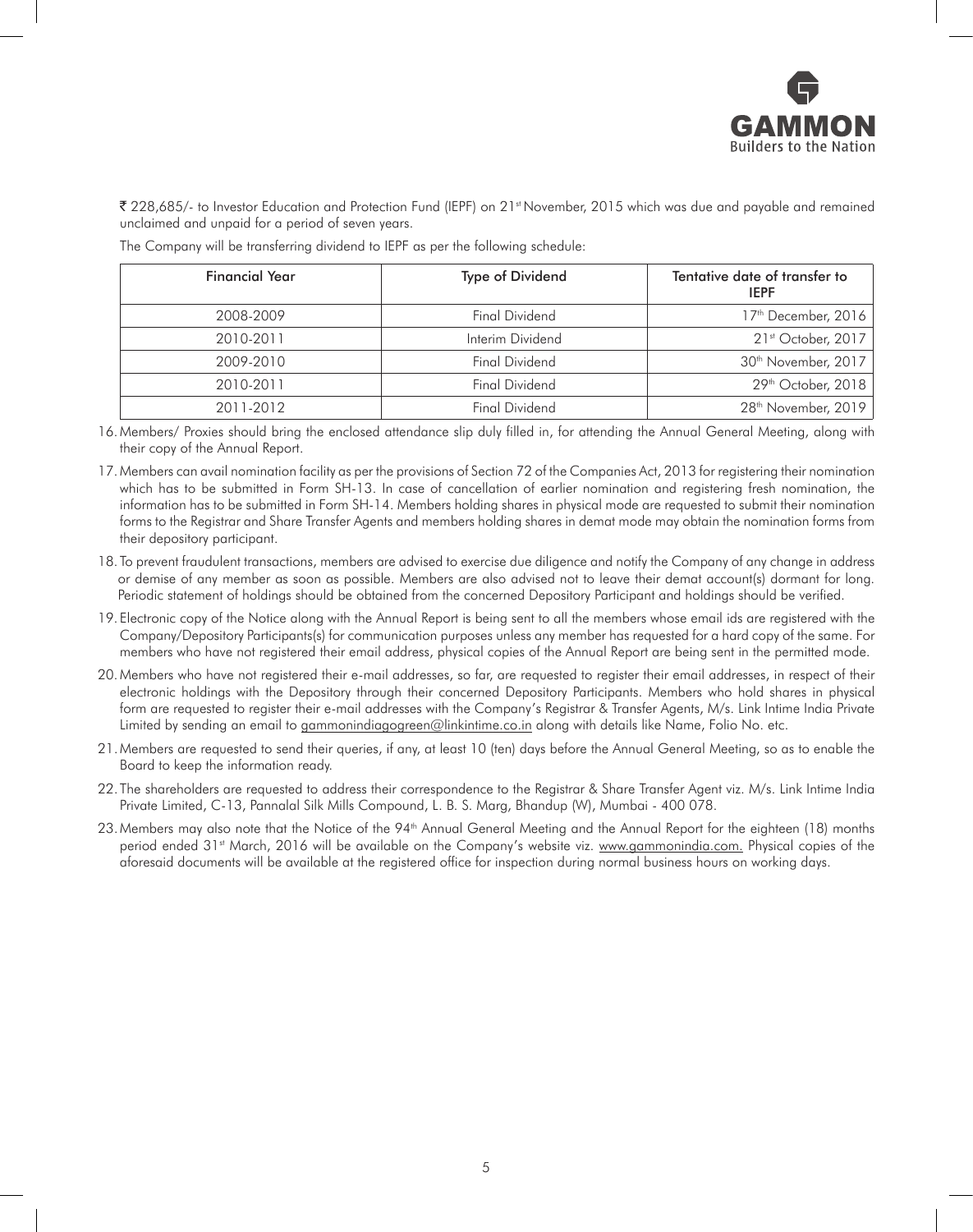₹ 228,685/- to Investor Education and Protection Fund (IEPF) on 21st November, 2015 which was due and payable and remained unclaimed and unpaid for a period of seven years.

The Company will be transferring dividend to IEPF as per the following schedule:

| Financial Year | Type of Dividend | Tentative date of transfer to IEPF |
|---|---|---|
| 2008-2009 | Final Dividend | 17th December, 2016 |
| 2010-2011 | Interim Dividend | 21st October, 2017 |
| 2009-2010 | Final Dividend | 30th November, 2017 |
| 2010-2011 | Final Dividend | 29th October, 2018 |
| 2011-2012 | Final Dividend | 28th November, 2019 |

16. Members/ Proxies should bring the enclosed attendance slip duly filled in, for attending the Annual General Meeting, along with their copy of the Annual Report.

17. Members can avail nomination facility as per the provisions of Section 72 of the Companies Act, 2013 for registering their nomination which has to be submitted in Form SH-13. In case of cancellation of earlier nomination and registering fresh nomination, the information has to be submitted in Form SH-14. Members holding shares in physical mode are requested to submit their nomination forms to the Registrar and Share Transfer Agents and members holding shares in demat mode may obtain the nomination forms from their depository participant.

18. To prevent fraudulent transactions, members are advised to exercise due diligence and notify the Company of any change in address or demise of any member as soon as possible. Members are also advised not to leave their demat account(s) dormant for long. Periodic statement of holdings should be obtained from the concerned Depository Participant and holdings should be verified.

19. Electronic copy of the Notice along with the Annual Report is being sent to all the members whose email ids are registered with the Company/Depository Participants(s) for communication purposes unless any member has requested for a hard copy of the same. For members who have not registered their email address, physical copies of the Annual Report are being sent in the permitted mode.

20. Members who have not registered their e-mail addresses, so far, are requested to register their email addresses, in respect of their electronic holdings with the Depository through their concerned Depository Participants. Members who hold shares in physical form are requested to register their e-mail addresses with the Company's Registrar & Transfer Agents, M/s. Link Intime India Private Limited by sending an email to gammonindiagogreen@linkintime.co.in along with details like Name, Folio No. etc.

21. Members are requested to send their queries, if any, at least 10 (ten) days before the Annual General Meeting, so as to enable the Board to keep the information ready.

22. The shareholders are requested to address their correspondence to the Registrar & Share Transfer Agent viz. M/s. Link Intime India Private Limited, C-13, Pannalal Silk Mills Compound, L. B. S. Marg, Bhandup (W), Mumbai - 400 078.

23. Members may also note that the Notice of the 94th Annual General Meeting and the Annual Report for the eighteen (18) months period ended 31st March, 2016 will be available on the Company's website viz. www.gammonindia.com. Physical copies of the aforesaid documents will be available at the registered office for inspection during normal business hours on working days.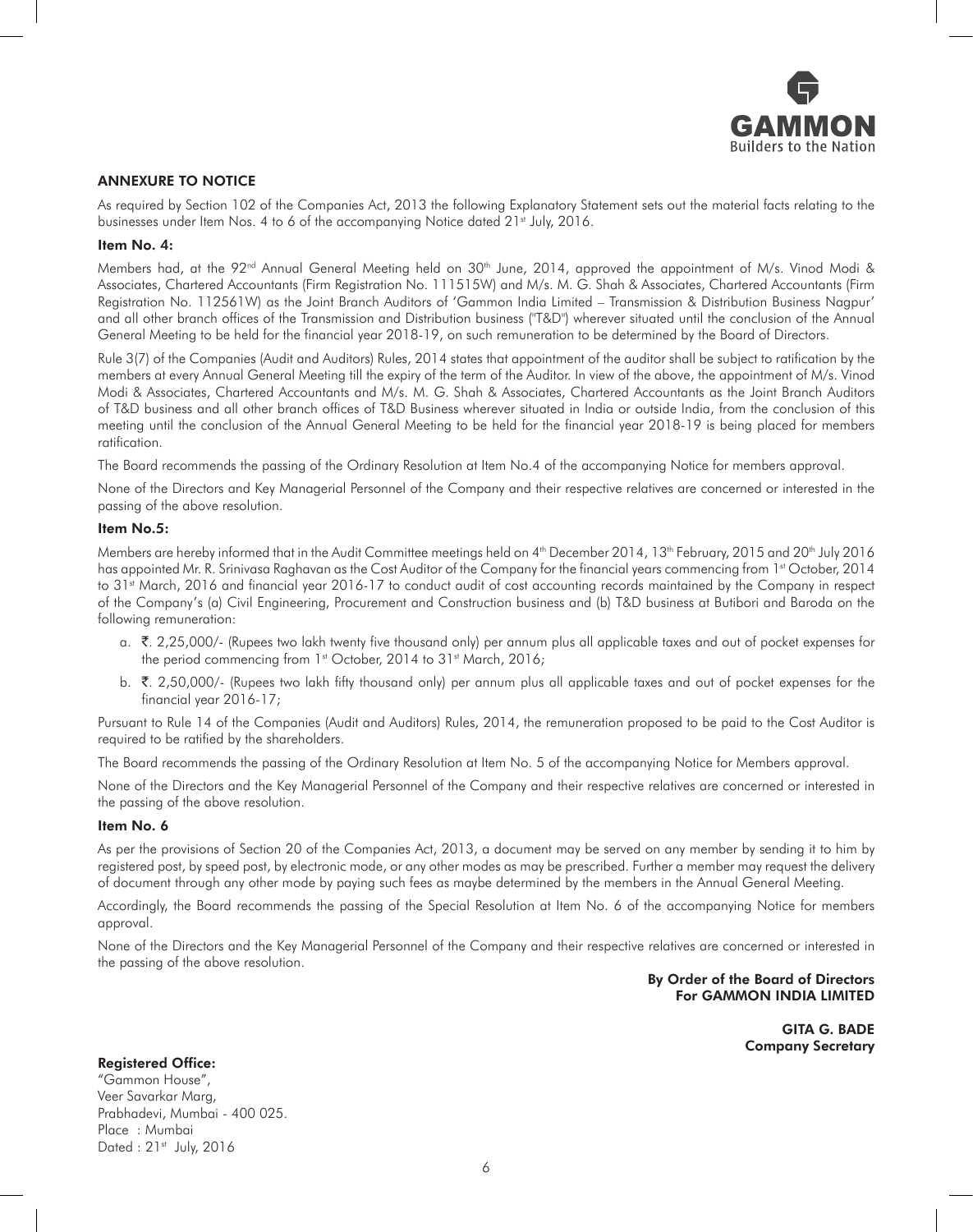## ANNEXURE TO NOTICE

As required by Section 102 of the Companies Act, 2013 the following Explanatory Statement sets out the material facts relating to the businesses under Item Nos. 4 to 6 of the accompanying Notice dated 21st July, 2016.

### Item No. 4:

Members had, at the 92nd Annual General Meeting held on 30th June, 2014, approved the appointment of M/s. Vinod Modi & Associates, Chartered Accountants (Firm Registration No. 111515W) and M/s. M. G. Shah & Associates, Chartered Accountants (Firm Registration No. 112561W) as the Joint Branch Auditors of 'Gammon India Limited – Transmission & Distribution Business Nagpur' and all other branch offices of the Transmission and Distribution business ("T&D") wherever situated until the conclusion of the Annual General Meeting to be held for the financial year 2018-19, on such remuneration to be determined by the Board of Directors.

Rule 3(7) of the Companies (Audit and Auditors) Rules, 2014 states that appointment of the auditor shall be subject to ratification by the members at every Annual General Meeting till the expiry of the term of the Auditor. In view of the above, the appointment of M/s. Vinod Modi & Associates, Chartered Accountants and M/s. M. G. Shah & Associates, Chartered Accountants as the Joint Branch Auditors of T&D business and all other branch offices of T&D Business wherever situated in India or outside India, from the conclusion of this meeting until the conclusion of the Annual General Meeting to be held for the financial year 2018-19 is being placed for members ratification.

The Board recommends the passing of the Ordinary Resolution at Item No.4 of the accompanying Notice for members approval.

None of the Directors and Key Managerial Personnel of the Company and their respective relatives are concerned or interested in the passing of the above resolution.

### Item No.5:

Members are hereby informed that in the Audit Committee meetings held on 4th December 2014, 13th February, 2015 and 20th July 2016 has appointed Mr. R. Srinivasa Raghavan as the Cost Auditor of the Company for the financial years commencing from 1st October, 2014 to 31st March, 2016 and financial year 2016-17 to conduct audit of cost accounting records maintained by the Company in respect of the Company's (a) Civil Engineering, Procurement and Construction business and (b) T&D business at Butibori and Baroda on the following remuneration:

a. ₹. 2,25,000/- (Rupees two lakh twenty five thousand only) per annum plus all applicable taxes and out of pocket expenses for the period commencing from 1st October, 2014 to 31st March, 2016;

b. ₹. 2,50,000/- (Rupees two lakh fifty thousand only) per annum plus all applicable taxes and out of pocket expenses for the financial year 2016-17;

Pursuant to Rule 14 of the Companies (Audit and Auditors) Rules, 2014, the remuneration proposed to be paid to the Cost Auditor is required to be ratified by the shareholders.

The Board recommends the passing of the Ordinary Resolution at Item No. 5 of the accompanying Notice for Members approval.

None of the Directors and the Key Managerial Personnel of the Company and their respective relatives are concerned or interested in the passing of the above resolution.

### Item No. 6

As per the provisions of Section 20 of the Companies Act, 2013, a document may be served on any member by sending it to him by registered post, by speed post, by electronic mode, or any other modes as may be prescribed. Further a member may request the delivery of document through any other mode by paying such fees as maybe determined by the members in the Annual General Meeting.

Accordingly, the Board recommends the passing of the Special Resolution at Item No. 6 of the accompanying Notice for members approval.

None of the Directors and the Key Managerial Personnel of the Company and their respective relatives are concerned or interested in the passing of the above resolution.

**By Order of the Board of Directors**
**For GAMMON INDIA LIMITED**

**GITA G. BADE**
**Company Secretary**

**Registered Office:**
"Gammon House",
Veer Savarkar Marg,
Prabhadevi, Mumbai - 400 025.
Place : Mumbai
Dated : 21st July, 2016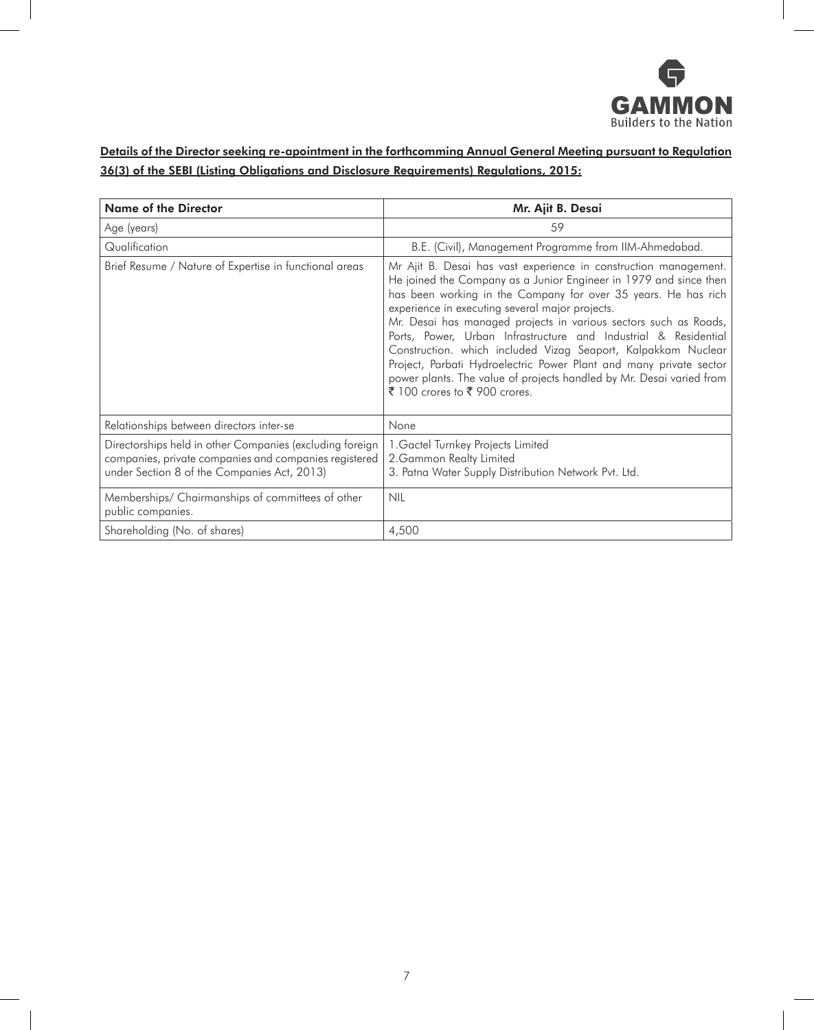**Details of the Director seeking re-apointment in the forthcomming Annual General Meeting pursuant to Regulation 36(3) of the SEBI (Listing Obligations and Disclosure Requirements) Regulations, 2015:**

| **Name of the Director** | **Mr. Ajit B. Desai** |
|---|---|
| Age (years) | 59 |
| Qualification | B.E. (Civil), Management Programme from IIM-Ahmedabad. |
| Brief Resume / Nature of Expertise in functional areas | Mr Ajit B. Desai has vast experience in construction management. He joined the Company as a Junior Engineer in 1979 and since then has been working in the Company for over 35 years. He has rich experience in executing several major projects.<br>Mr. Desai has managed projects in various sectors such as Roads, Ports, Power, Urban Infrastructure and Industrial & Residential Construction. which included Vizag Seaport, Kalpakkam Nuclear Project, Parbati Hydroelectric Power Plant and many private sector power plants. The value of projects handled by Mr. Desai varied from ₹ 100 crores to ₹ 900 crores. |
| Relationships between directors inter-se | None |
| Directorships held in other Companies (excluding foreign companies, private companies and companies registered under Section 8 of the Companies Act, 2013) | 1.Gactel Turnkey Projects Limited<br>2.Gammon Realty Limited<br>3. Patna Water Supply Distribution Network Pvt. Ltd. |
| Memberships/ Chairmanships of committees of other public companies. | NIL |
| Shareholding (No. of shares) | 4,500 |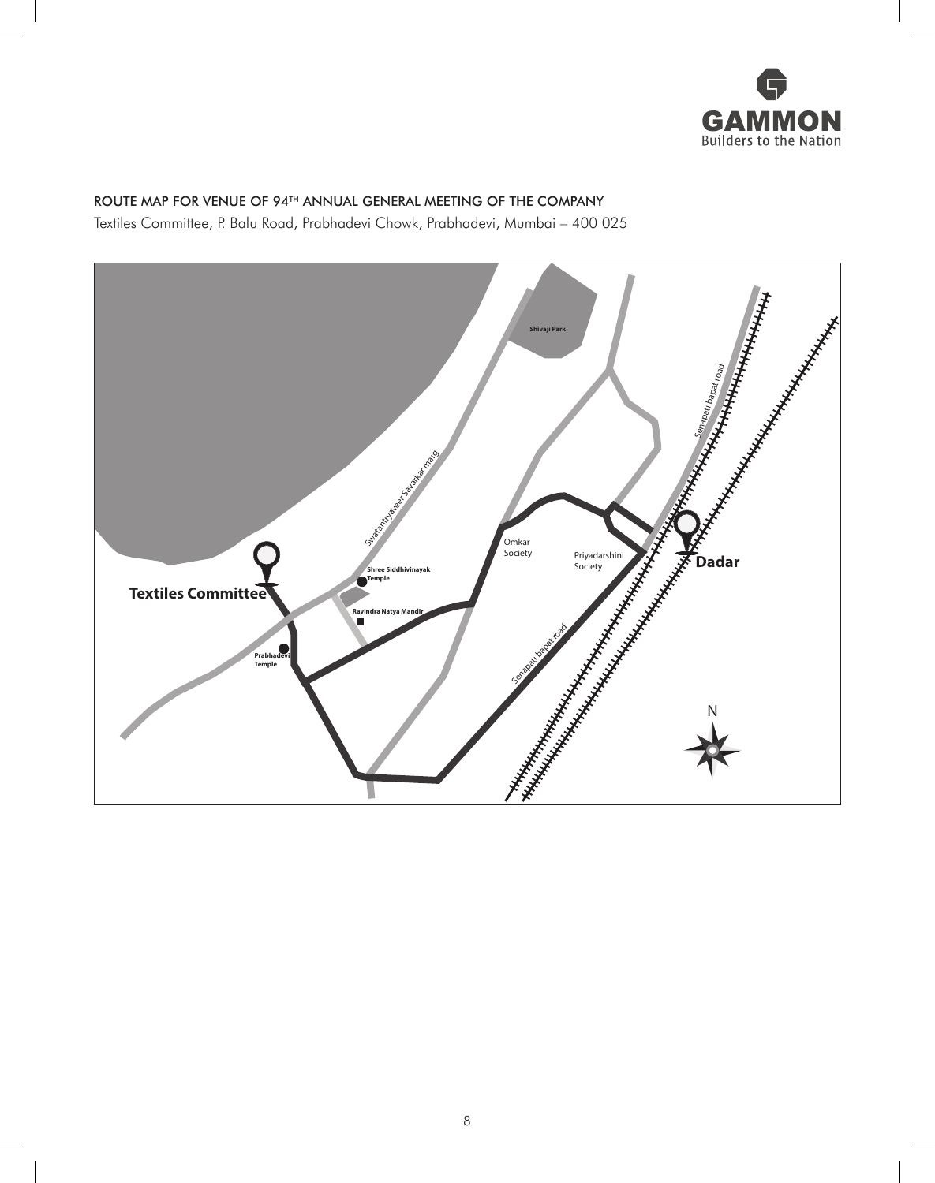GAMMON
Builders to the Nation

## ROUTE MAP FOR VENUE OF 94TH ANNUAL GENERAL MEETING OF THE COMPANY

Textiles Committee, P. Balu Road, Prabhadevi Chowk, Prabhadevi, Mumbai – 400 025

Shivaji Park

Senapati bapat road

Swatantryaveer Savarkar marg

Omkar Society

Priyadarshini Society

Dadar

Shree Siddhivinayak Temple

Textiles Committee

Ravindra Natya Mandir

Prabhadevi Temple

Senapati bapat road

N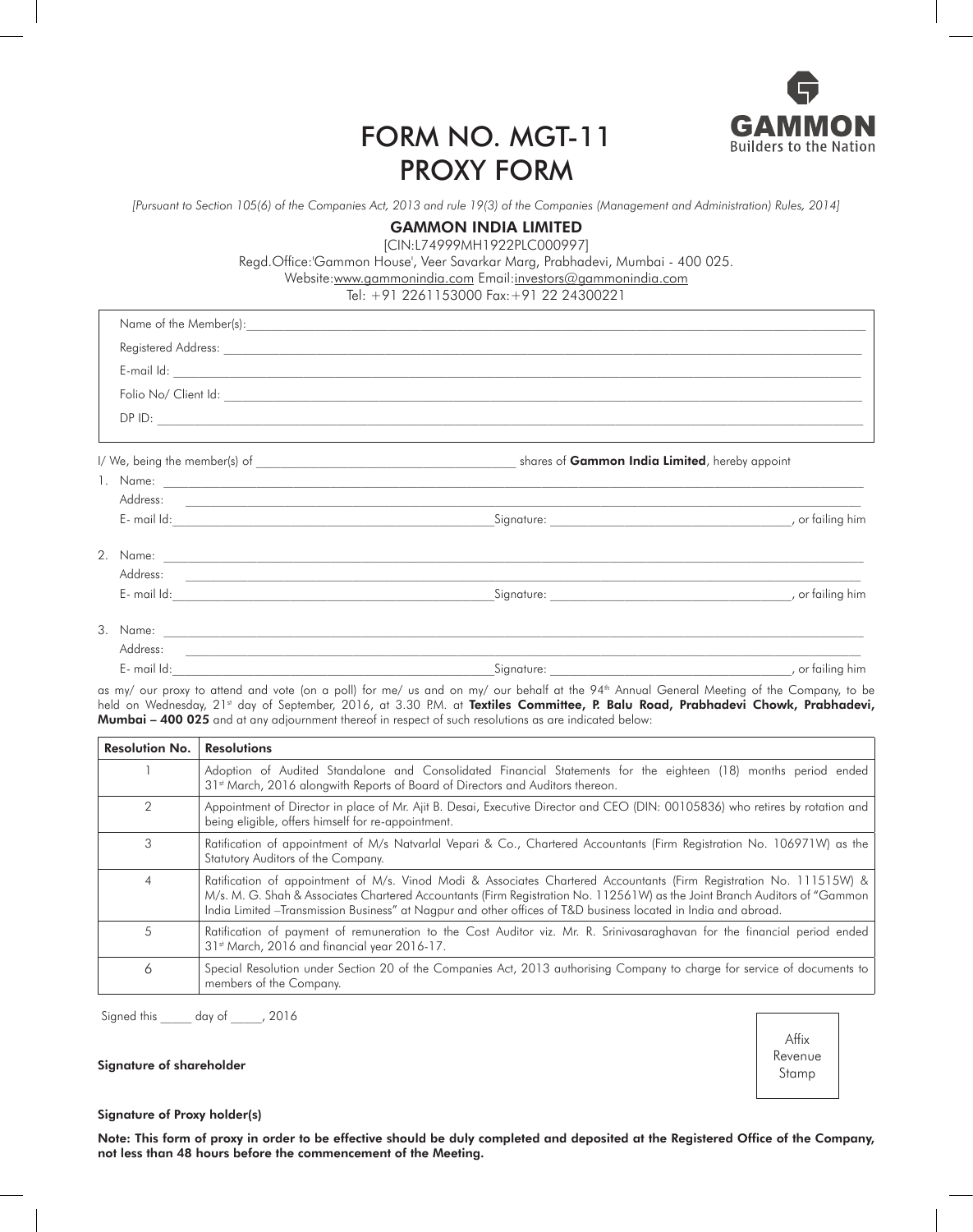GAMMON
Builders to the Nation

# FORM NO. MGT-11
# PROXY FORM

*[Pursuant to Section 105(6) of the Companies Act, 2013 and rule 19(3) of the Companies (Management and Administration) Rules, 2014]*

## GAMMON INDIA LIMITED

[CIN:L74999MH1922PLC000997]
Regd.Office:'Gammon House', Veer Savarkar Marg, Prabhadevi, Mumbai - 400 025.
Website:www.gammonindia.com Email:investors@gammonindia.com
Tel: +91 2261153000 Fax:+91 22 24300221

Name of the Member(s): ____________________

Registered Address: ____________________

E-mail Id: ____________________

Folio No/ Client Id: ____________________

DP ID: ____________________

I/ We, being the member(s) of ____________________ shares of **Gammon India Limited**, hereby appoint

1. Name: ____________________
   Address: ____________________
   E- mail Id: ____________________ Signature: ____________________, or failing him

2. Name: ____________________
   Address: ____________________
   E- mail Id: ____________________ Signature: ____________________, or failing him

3. Name: ____________________
   Address: ____________________
   E- mail Id: ____________________ Signature: ____________________, or failing him

as my/ our proxy to attend and vote (on a poll) for me/ us and on my/ our behalf at the 94th Annual General Meeting of the Company, to be held on Wednesday, 21st day of September, 2016, at 3.30 P.M. at **Textiles Committee, P. Balu Road, Prabhadevi Chowk, Prabhadevi, Mumbai – 400 025** and at any adjournment thereof in respect of such resolutions as are indicated below:

| Resolution No. | Resolutions |
|---|---|
| 1 | Adoption of Audited Standalone and Consolidated Financial Statements for the eighteen (18) months period ended 31st March, 2016 alongwith Reports of Board of Directors and Auditors thereon. |
| 2 | Appointment of Director in place of Mr. Ajit B. Desai, Executive Director and CEO (DIN: 00105836) who retires by rotation and being eligible, offers himself for re-appointment. |
| 3 | Ratification of appointment of M/s Natvarlal Vepari & Co., Chartered Accountants (Firm Registration No. 106971W) as the Statutory Auditors of the Company. |
| 4 | Ratification of appointment of M/s. Vinod Modi & Associates Chartered Accountants (Firm Registration No. 111515W) & M/s. M. G. Shah & Associates Chartered Accountants (Firm Registration No. 112561W) as the Joint Branch Auditors of "Gammon India Limited –Transmission Business" at Nagpur and other offices of T&D business located in India and abroad. |
| 5 | Ratification of payment of remuneration to the Cost Auditor viz. Mr. R. Srinivasaraghavan for the financial period ended 31st March, 2016 and financial year 2016-17. |
| 6 | Special Resolution under Section 20 of the Companies Act, 2013 authorising Company to charge for service of documents to members of the Company. |

Signed this _____ day of _____, 2016

**Signature of shareholder**

Affix Revenue Stamp

**Signature of Proxy holder(s)**

**Note: This form of proxy in order to be effective should be duly completed and deposited at the Registered Office of the Company, not less than 48 hours before the commencement of the Meeting.**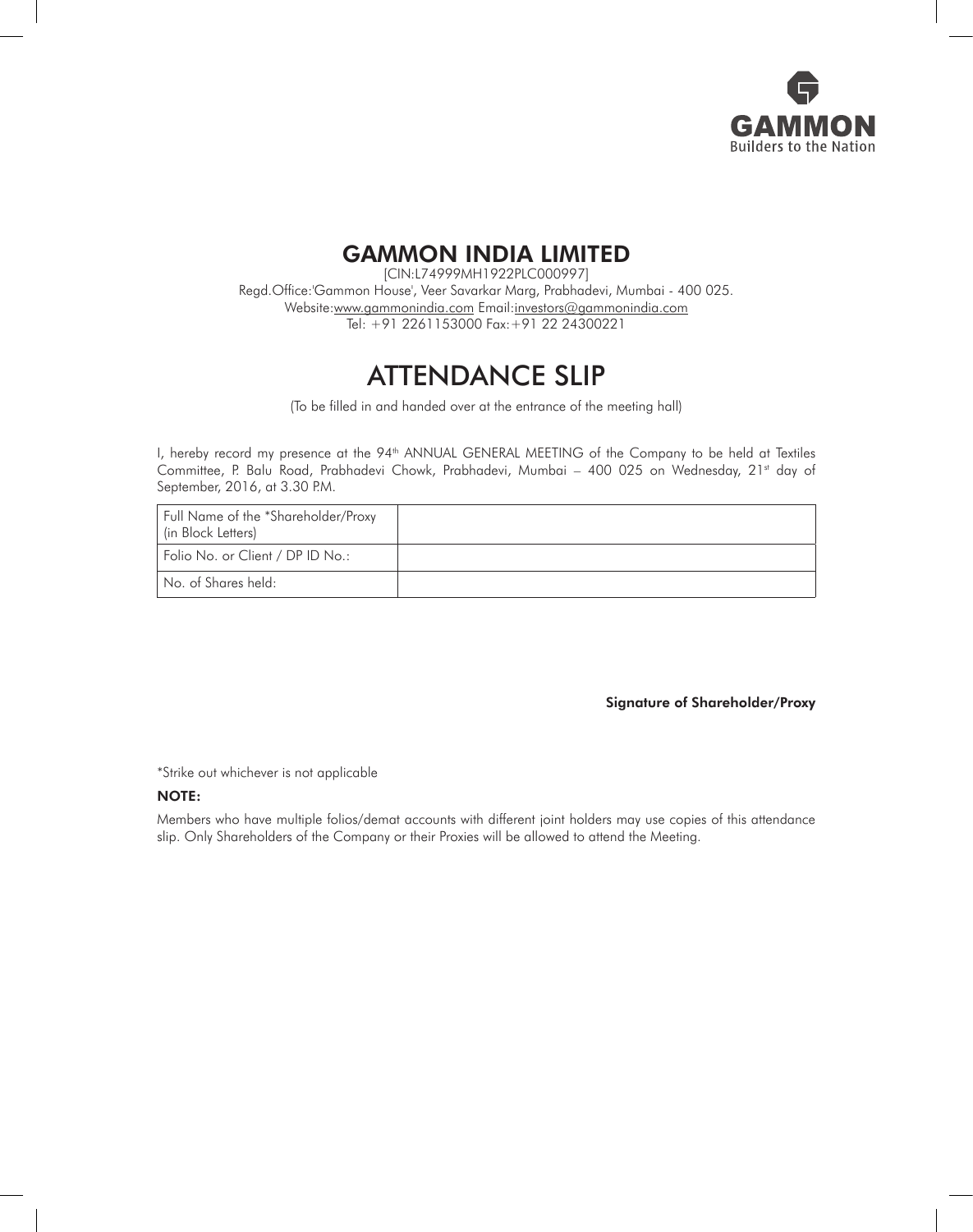GAMMON
Builders to the Nation

# GAMMON INDIA LIMITED

[CIN:L74999MH1922PLC000997]
Regd.Office:'Gammon House', Veer Savarkar Marg, Prabhadevi, Mumbai - 400 025.
Website:www.gammonindia.com Email:investors@gammonindia.com
Tel: +91 2261153000 Fax:+91 22 24300221

# ATTENDANCE SLIP

(To be filled in and handed over at the entrance of the meeting hall)

I, hereby record my presence at the 94th ANNUAL GENERAL MEETING of the Company to be held at Textiles Committee, P. Balu Road, Prabhadevi Chowk, Prabhadevi, Mumbai – 400 025 on Wednesday, 21st day of September, 2016, at 3.30 P.M.

| | |
|---|---|
| Full Name of the *Shareholder/Proxy (in Block Letters) | |
| Folio No. or Client / DP ID No.: | |
| No. of Shares held: | |

**Signature of Shareholder/Proxy**

*Strike out whichever is not applicable

**NOTE:**

Members who have multiple folios/demat accounts with different joint holders may use copies of this attendance slip. Only Shareholders of the Company or their Proxies will be allowed to attend the Meeting.